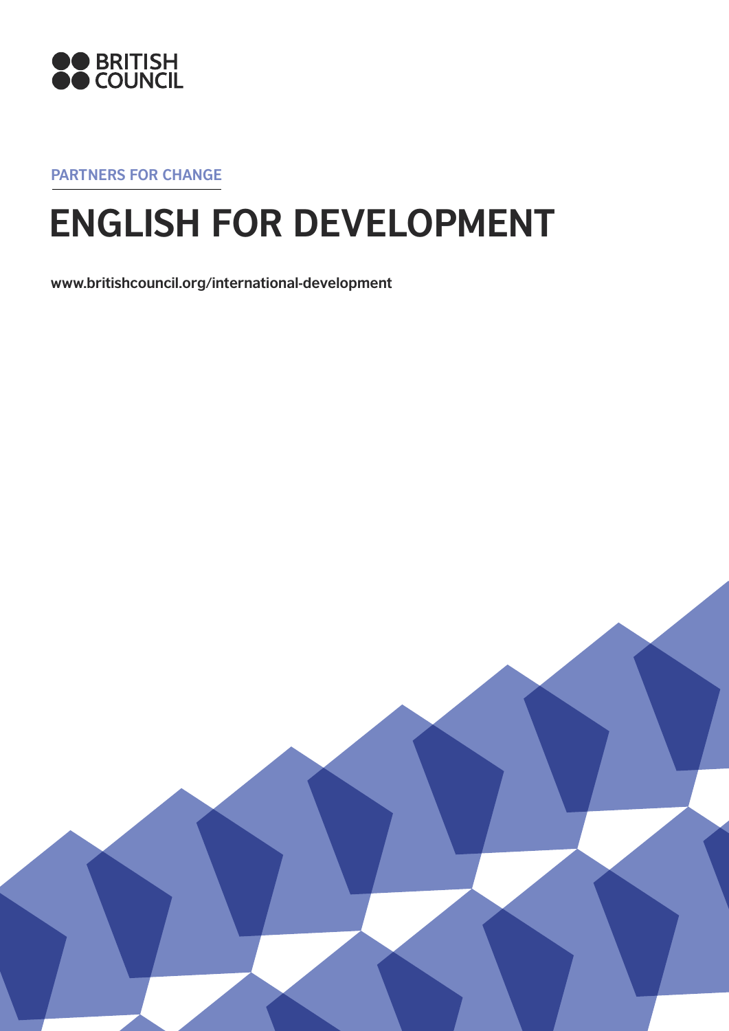BRITISH COUNCIL

PARTNERS FOR CHANGE

# ENGLISH FOR DEVELOPMENT

**www.britishcouncil.org/international-development**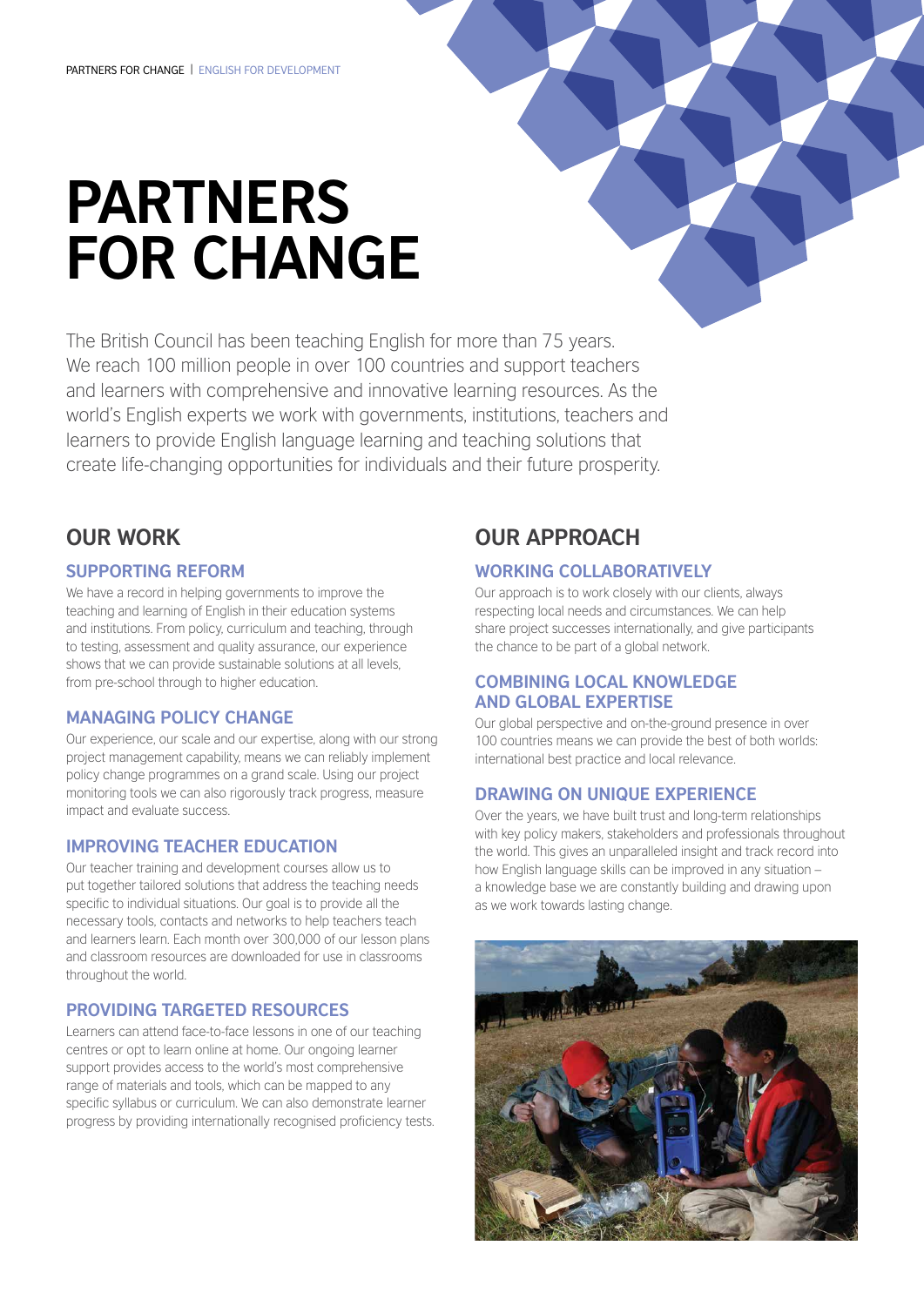# PARTNERS FOR CHANGE

The British Council has been teaching English for more than 75 years. We reach 100 million people in over 100 countries and support teachers and learners with comprehensive and innovative learning resources. As the world's English experts we work with governments, institutions, teachers and learners to provide English language learning and teaching solutions that create life-changing opportunities for individuals and their future prosperity.

## OUR WORK

### SUPPORTING REFORM

We have a record in helping governments to improve the teaching and learning of English in their education systems and institutions. From policy, curriculum and teaching, through to testing, assessment and quality assurance, our experience shows that we can provide sustainable solutions at all levels, from pre-school through to higher education.

### MANAGING POLICY CHANGE

Our experience, our scale and our expertise, along with our strong project management capability, means we can reliably implement policy change programmes on a grand scale. Using our project monitoring tools we can also rigorously track progress, measure impact and evaluate success.

### IMPROVING TEACHER EDUCATION

Our teacher training and development courses allow us to put together tailored solutions that address the teaching needs specific to individual situations. Our goal is to provide all the necessary tools, contacts and networks to help teachers teach and learners learn. Each month over 300,000 of our lesson plans and classroom resources are downloaded for use in classrooms throughout the world.

### PROVIDING TARGETED RESOURCES

Learners can attend face-to-face lessons in one of our teaching centres or opt to learn online at home. Our ongoing learner support provides access to the world's most comprehensive range of materials and tools, which can be mapped to any specific syllabus or curriculum. We can also demonstrate learner progress by providing internationally recognised proficiency tests.

## OUR APPROACH

### WORKING COLLABORATIVELY

Our approach is to work closely with our clients, always respecting local needs and circumstances. We can help share project successes internationally, and give participants the chance to be part of a global network.

### COMBINING LOCAL KNOWLEDGE AND GLOBAL EXPERTISE

Our global perspective and on-the-ground presence in over 100 countries means we can provide the best of both worlds: international best practice and local relevance.

### DRAWING ON UNIQUE EXPERIENCE

Over the years, we have built trust and long-term relationships with key policy makers, stakeholders and professionals throughout the world. This gives an unparalleled insight and track record into how English language skills can be improved in any situation – a knowledge base we are constantly building and drawing upon as we work towards lasting change.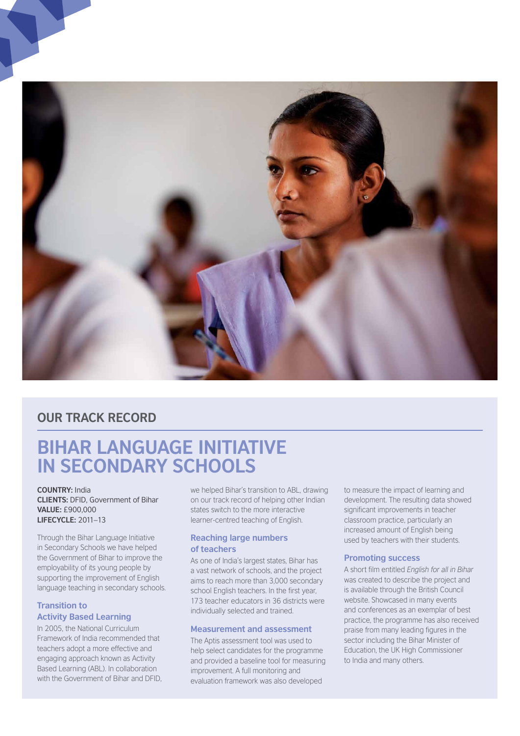## OUR TRACK RECORD

# BIHAR LANGUAGE INITIATIVE IN SECONDARY SCHOOLS

**COUNTRY:** India
**CLIENTS:** DFID, Government of Bihar
**VALUE:** £900,000
**LIFECYCLE:** 2011–13

Through the Bihar Language Initiative in Secondary Schools we have helped the Government of Bihar to improve the employability of its young people by supporting the improvement of English language teaching in secondary schools.

### Transition to Activity Based Learning

In 2005, the National Curriculum Framework of India recommended that teachers adopt a more effective and engaging approach known as Activity Based Learning (ABL). In collaboration with the Government of Bihar and DFID, we helped Bihar's transition to ABL, drawing on our track record of helping other Indian states switch to the more interactive learner-centred teaching of English.

### Reaching large numbers of teachers

As one of India's largest states, Bihar has a vast network of schools, and the project aims to reach more than 3,000 secondary school English teachers. In the first year, 173 teacher educators in 36 districts were individually selected and trained.

### Measurement and assessment

The Aptis assessment tool was used to help select candidates for the programme and provided a baseline tool for measuring improvement. A full monitoring and evaluation framework was also developed to measure the impact of learning and development. The resulting data showed significant improvements in teacher classroom practice, particularly an increased amount of English being used by teachers with their students.

### Promoting success

A short film entitled *English for all in Bihar* was created to describe the project and is available through the British Council website. Showcased in many events and conferences as an exemplar of best practice, the programme has also received praise from many leading figures in the sector including the Bihar Minister of Education, the UK High Commissioner to India and many others.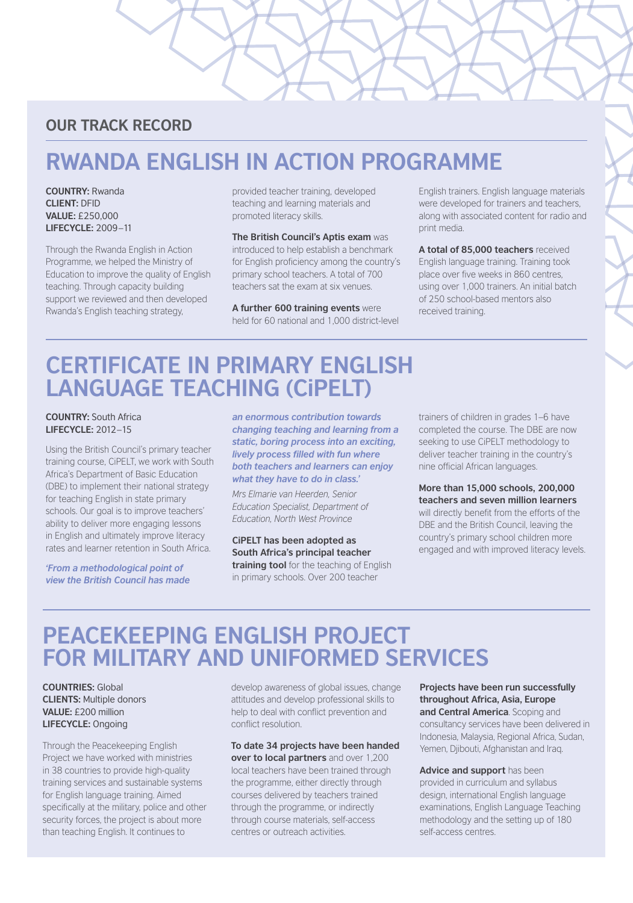## OUR TRACK RECORD

# RWANDA ENGLISH IN ACTION PROGRAMME

**COUNTRY:** Rwanda
**CLIENT:** DFID
**VALUE:** £250,000
**LIFECYCLE:** 2009–11

Through the Rwanda English in Action Programme, we helped the Ministry of Education to improve the quality of English teaching. Through capacity building support we reviewed and then developed Rwanda's English teaching strategy, provided teacher training, developed teaching and learning materials and promoted literacy skills.

**The British Council's Aptis exam** was introduced to help establish a benchmark for English proficiency among the country's primary school teachers. A total of 700 teachers sat the exam at six venues.

**A further 600 training events** were held for 60 national and 1,000 district-level English trainers. English language materials were developed for trainers and teachers, along with associated content for radio and print media.

**A total of 85,000 teachers** received English language training. Training took place over five weeks in 860 centres, using over 1,000 trainers. An initial batch of 250 school-based mentors also received training.

# CERTIFICATE IN PRIMARY ENGLISH LANGUAGE TEACHING (CiPELT)

**COUNTRY:** South Africa
**LIFECYCLE:** 2012–15

Using the British Council's primary teacher training course, CiPELT, we work with South Africa's Department of Basic Education (DBE) to implement their national strategy for teaching English in state primary schools. Our goal is to improve teachers' ability to deliver more engaging lessons in English and ultimately improve literacy rates and learner retention in South Africa.

***'From a methodological point of view the British Council has made an enormous contribution towards changing teaching and learning from a static, boring process into an exciting, lively process filled with fun where both teachers and learners can enjoy what they have to do in class.'***

*Mrs Elmarie van Heerden, Senior Education Specialist, Department of Education, North West Province*

**CiPELT has been adopted as South Africa's principal teacher training tool** for the teaching of English in primary schools. Over 200 teacher trainers of children in grades 1–6 have completed the course. The DBE are now seeking to use CiPELT methodology to deliver teacher training in the country's nine official African languages.

**More than 15,000 schools, 200,000 teachers and seven million learners** will directly benefit from the efforts of the DBE and the British Council, leaving the country's primary school children more engaged and with improved literacy levels.

# PEACEKEEPING ENGLISH PROJECT FOR MILITARY AND UNIFORMED SERVICES

**COUNTRIES:** Global
**CLIENTS:** Multiple donors
**VALUE:** £200 million
**LIFECYCLE:** Ongoing

Through the Peacekeeping English Project we have worked with ministries in 38 countries to provide high-quality training services and sustainable systems for English language training. Aimed specifically at the military, police and other security forces, the project is about more than teaching English. It continues to develop awareness of global issues, change attitudes and develop professional skills to help to deal with conflict prevention and conflict resolution.

**To date 34 projects have been handed over to local partners** and over 1,200 local teachers have been trained through the programme, either directly through courses delivered by teachers trained through the programme, or indirectly through course materials, self-access centres or outreach activities.

**Projects have been run successfully throughout Africa, Asia, Europe and Central America**. Scoping and consultancy services have been delivered in Indonesia, Malaysia, Regional Africa, Sudan, Yemen, Djibouti, Afghanistan and Iraq.

**Advice and support** has been provided in curriculum and syllabus design, international English language examinations, English Language Teaching methodology and the setting up of 180 self-access centres.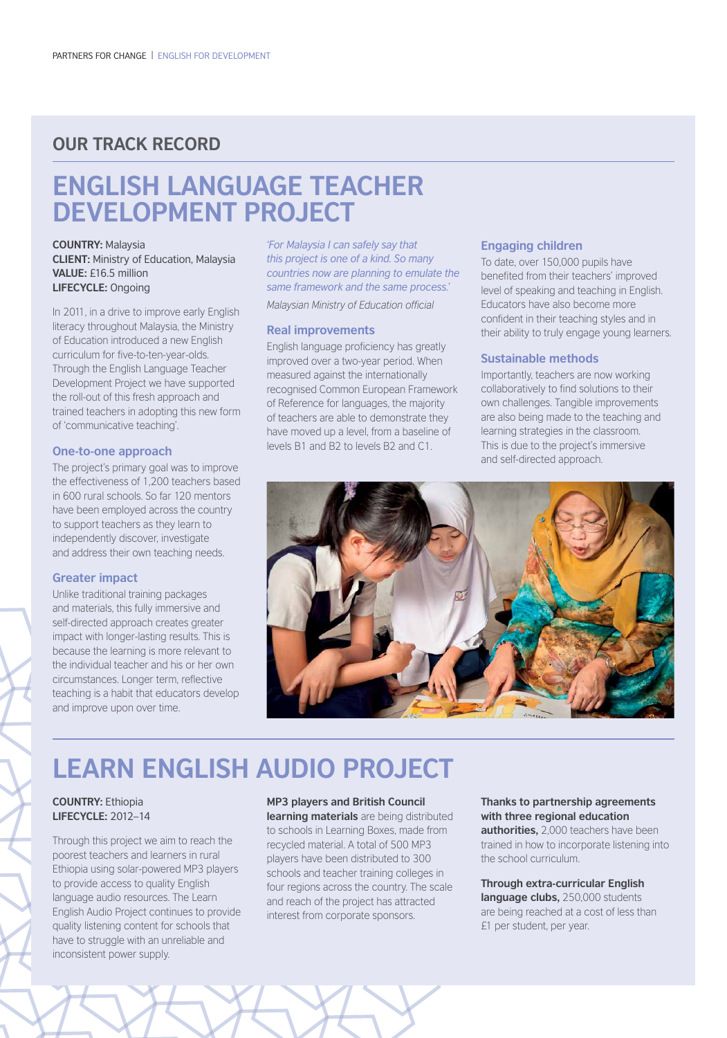## OUR TRACK RECORD

# ENGLISH LANGUAGE TEACHER DEVELOPMENT PROJECT

**COUNTRY:** Malaysia
**CLIENT:** Ministry of Education, Malaysia
**VALUE:** £16.5 million
**LIFECYCLE:** Ongoing

In 2011, in a drive to improve early English literacy throughout Malaysia, the Ministry of Education introduced a new English curriculum for five-to-ten-year-olds. Through the English Language Teacher Development Project we have supported the roll-out of this fresh approach and trained teachers in adopting this new form of 'communicative teaching'.

### One-to-one approach

The project's primary goal was to improve the effectiveness of 1,200 teachers based in 600 rural schools. So far 120 mentors have been employed across the country to support teachers as they learn to independently discover, investigate and address their own teaching needs.

### Greater impact

Unlike traditional training packages and materials, this fully immersive and self-directed approach creates greater impact with longer-lasting results. This is because the learning is more relevant to the individual teacher and his or her own circumstances. Longer term, reflective teaching is a habit that educators develop and improve upon over time.

*'For Malaysia I can safely say that this project is one of a kind. So many countries now are planning to emulate the same framework and the same process.'*

Malaysian Ministry of Education official

### Real improvements

English language proficiency has greatly improved over a two-year period. When measured against the internationally recognised Common European Framework of Reference for languages, the majority of teachers are able to demonstrate they have moved up a level, from a baseline of levels B1 and B2 to levels B2 and C1.

### Engaging children

To date, over 150,000 pupils have benefited from their teachers' improved level of speaking and teaching in English. Educators have also become more confident in their teaching styles and in their ability to truly engage young learners.

### Sustainable methods

Importantly, teachers are now working collaboratively to find solutions to their own challenges. Tangible improvements are also being made to the teaching and learning strategies in the classroom. This is due to the project's immersive and self-directed approach.

# LEARN ENGLISH AUDIO PROJECT

**COUNTRY:** Ethiopia
**LIFECYCLE:** 2012–14

Through this project we aim to reach the poorest teachers and learners in rural Ethiopia using solar-powered MP3 players to provide access to quality English language audio resources. The Learn English Audio Project continues to provide quality listening content for schools that have to struggle with an unreliable and inconsistent power supply.

**MP3 players and British Council learning materials** are being distributed to schools in Learning Boxes, made from recycled material. A total of 500 MP3 players have been distributed to 300 schools and teacher training colleges in four regions across the country. The scale and reach of the project has attracted interest from corporate sponsors.

**Thanks to partnership agreements with three regional education authorities,** 2,000 teachers have been trained in how to incorporate listening into the school curriculum.

**Through extra-curricular English language clubs,** 250,000 students are being reached at a cost of less than £1 per student, per year.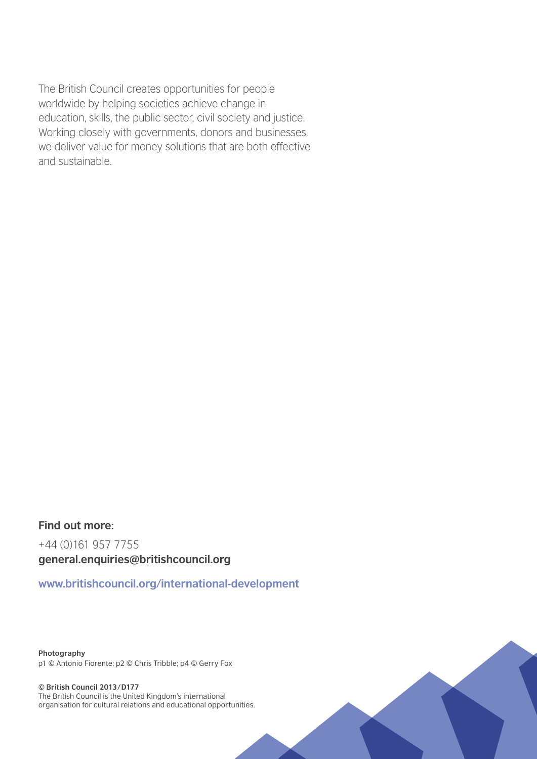The British Council creates opportunities for people worldwide by helping societies achieve change in education, skills, the public sector, civil society and justice. Working closely with governments, donors and businesses, we deliver value for money solutions that are both effective and sustainable.

**Find out more:**

+44 (0)161 957 7755
**general.enquiries@britishcouncil.org**

**www.britishcouncil.org/international-development**

**Photography**
p1 © Antonio Fiorente; p2 © Chris Tribble; p4 © Gerry Fox

**© British Council 2013/D177**
The British Council is the United Kingdom's international organisation for cultural relations and educational opportunities.